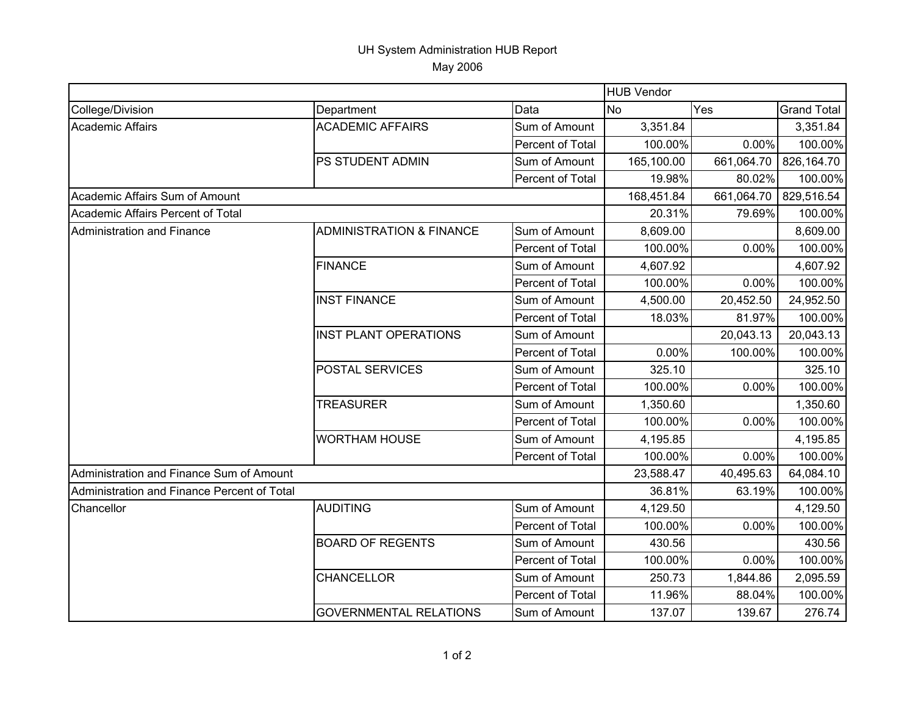# UH System Administration HUB Report

May 2006

| | | | HUB Vendor | | |
|---|---|---|---|---|---|
| College/Division | Department | Data | No | Yes | Grand Total |
| Academic Affairs | ACADEMIC AFFAIRS | Sum of Amount | 3,351.84 | | 3,351.84 |
| | | Percent of Total | 100.00% | 0.00% | 100.00% |
| | PS STUDENT ADMIN | Sum of Amount | 165,100.00 | 661,064.70 | 826,164.70 |
| | | Percent of Total | 19.98% | 80.02% | 100.00% |
| Academic Affairs Sum of Amount | | | 168,451.84 | 661,064.70 | 829,516.54 |
| Academic Affairs Percent of Total | | | 20.31% | 79.69% | 100.00% |
| Administration and Finance | ADMINISTRATION & FINANCE | Sum of Amount | 8,609.00 | | 8,609.00 |
| | | Percent of Total | 100.00% | 0.00% | 100.00% |
| | FINANCE | Sum of Amount | 4,607.92 | | 4,607.92 |
| | | Percent of Total | 100.00% | 0.00% | 100.00% |
| | INST FINANCE | Sum of Amount | 4,500.00 | 20,452.50 | 24,952.50 |
| | | Percent of Total | 18.03% | 81.97% | 100.00% |
| | INST PLANT OPERATIONS | Sum of Amount | | 20,043.13 | 20,043.13 |
| | | Percent of Total | 0.00% | 100.00% | 100.00% |
| | POSTAL SERVICES | Sum of Amount | 325.10 | | 325.10 |
| | | Percent of Total | 100.00% | 0.00% | 100.00% |
| | TREASURER | Sum of Amount | 1,350.60 | | 1,350.60 |
| | | Percent of Total | 100.00% | 0.00% | 100.00% |
| | WORTHAM HOUSE | Sum of Amount | 4,195.85 | | 4,195.85 |
| | | Percent of Total | 100.00% | 0.00% | 100.00% |
| Administration and Finance Sum of Amount | | | 23,588.47 | 40,495.63 | 64,084.10 |
| Administration and Finance Percent of Total | | | 36.81% | 63.19% | 100.00% |
| Chancellor | AUDITING | Sum of Amount | 4,129.50 | | 4,129.50 |
| | | Percent of Total | 100.00% | 0.00% | 100.00% |
| | BOARD OF REGENTS | Sum of Amount | 430.56 | | 430.56 |
| | | Percent of Total | 100.00% | 0.00% | 100.00% |
| | CHANCELLOR | Sum of Amount | 250.73 | 1,844.86 | 2,095.59 |
| | | Percent of Total | 11.96% | 88.04% | 100.00% |
| | GOVERNMENTAL RELATIONS | Sum of Amount | 137.07 | 139.67 | 276.74 |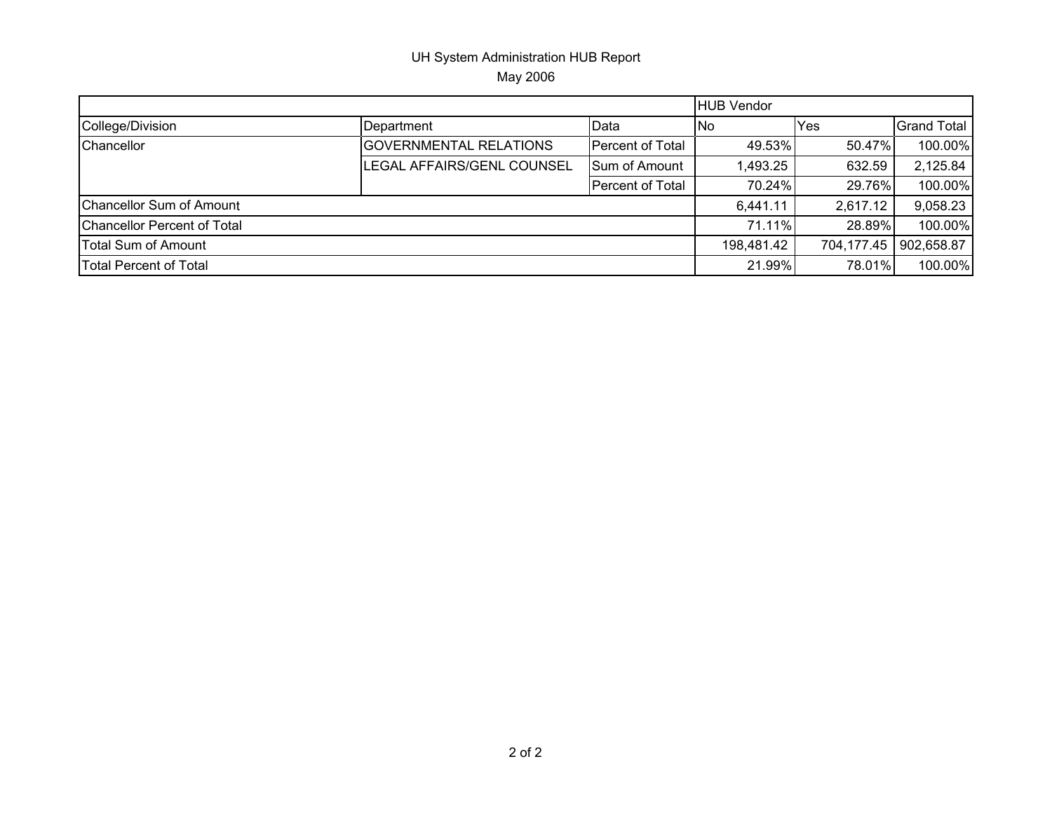UH System Administration HUB Report

May 2006

| | | | HUB Vendor | | |
|---|---|---|---|---|---|
| College/Division | Department | Data | No | Yes | Grand Total |
| Chancellor | GOVERNMENTAL RELATIONS | Percent of Total | 49.53% | 50.47% | 100.00% |
| | LEGAL AFFAIRS/GENL COUNSEL | Sum of Amount | 1,493.25 | 632.59 | 2,125.84 |
| | | Percent of Total | 70.24% | 29.76% | 100.00% |
| Chancellor Sum of Amount | | | 6,441.11 | 2,617.12 | 9,058.23 |
| Chancellor Percent of Total | | | 71.11% | 28.89% | 100.00% |
| Total Sum of Amount | | | 198,481.42 | 704,177.45 | 902,658.87 |
| Total Percent of Total | | | 21.99% | 78.01% | 100.00% |